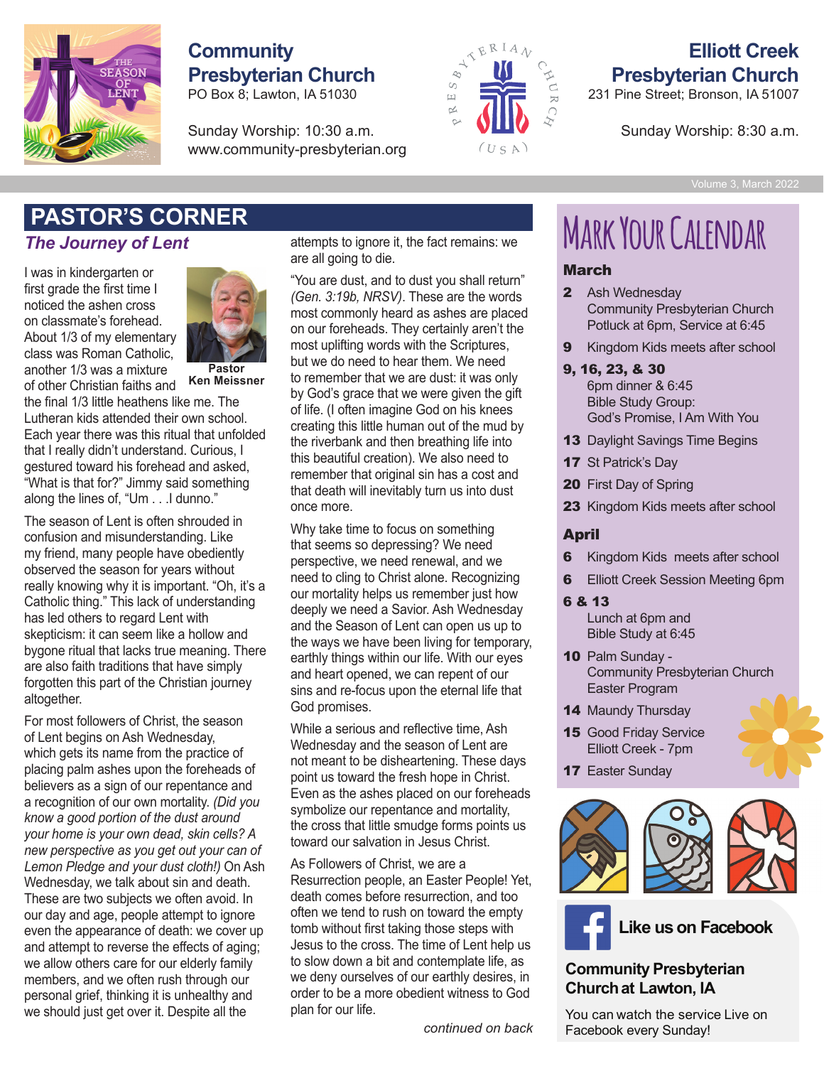# Community Presbyterian Church

PO Box 8; Lawton, IA 51030

Sunday Worship: 10:30 a.m.
www.community-presbyterian.org

# Elliott Creek Presbyterian Church

231 Pine Street; Bronson, IA 51007

Sunday Worship: 8:30 a.m.

Volume 3, March 2022

## PASTOR'S CORNER

### *The Journey of Lent*

**Pastor Ken Meissner**

I was in kindergarten or first grade the first time I noticed the ashen cross on classmate's forehead. About 1/3 of my elementary class was Roman Catholic, another 1/3 was a mixture of other Christian faiths and the final 1/3 little heathens like me. The Lutheran kids attended their own school. Each year there was this ritual that unfolded that I really didn't understand. Curious, I gestured toward his forehead and asked, "What is that for?" Jimmy said something along the lines of, "Um . . .I dunno."

The season of Lent is often shrouded in confusion and misunderstanding. Like my friend, many people have obediently observed the season for years without really knowing why it is important. "Oh, it's a Catholic thing." This lack of understanding has led others to regard Lent with skepticism: it can seem like a hollow and bygone ritual that lacks true meaning. There are also faith traditions that have simply forgotten this part of the Christian journey altogether.

For most followers of Christ, the season of Lent begins on Ash Wednesday, which gets its name from the practice of placing palm ashes upon the foreheads of believers as a sign of our repentance and a recognition of our own mortality. *(Did you know a good portion of the dust around your home is your own dead, skin cells? A new perspective as you get out your can of Lemon Pledge and your dust cloth!)* On Ash Wednesday, we talk about sin and death. These are two subjects we often avoid. In our day and age, people attempt to ignore even the appearance of death: we cover up and attempt to reverse the effects of aging; we allow others care for our elderly family members, and we often rush through our personal grief, thinking it is unhealthy and we should just get over it. Despite all the attempts to ignore it, the fact remains: we are all going to die.

"You are dust, and to dust you shall return" *(Gen. 3:19b, NRSV)*. These are the words most commonly heard as ashes are placed on our foreheads. They certainly aren't the most uplifting words with the Scriptures, but we do need to hear them. We need to remember that we are dust: it was only by God's grace that we were given the gift of life. (I often imagine God on his knees creating this little human out of the mud by the riverbank and then breathing life into this beautiful creation). We also need to remember that original sin has a cost and that death will inevitably turn us into dust once more.

Why take time to focus on something that seems so depressing? We need perspective, we need renewal, and we need to cling to Christ alone. Recognizing our mortality helps us remember just how deeply we need a Savior. Ash Wednesday and the Season of Lent can open us up to the ways we have been living for temporary, earthly things within our life. With our eyes and heart opened, we can repent of our sins and re-focus upon the eternal life that God promises.

While a serious and reflective time, Ash Wednesday and the season of Lent are not meant to be disheartening. These days point us toward the fresh hope in Christ. Even as the ashes placed on our foreheads symbolize our repentance and mortality, the cross that little smudge forms points us toward our salvation in Jesus Christ.

As Followers of Christ, we are a Resurrection people, an Easter People! Yet, death comes before resurrection, and too often we tend to rush on toward the empty tomb without first taking those steps with Jesus to the cross. The time of Lent help us to slow down a bit and contemplate life, as we deny ourselves of our earthly desires, in order to be a more obedient witness to God plan for our life.

*continued on back*

## MARK YOUR CALENDAR

### March

- **2** Ash Wednesday
  Community Presbyterian Church
  Potluck at 6pm, Service at 6:45
- **9** Kingdom Kids meets after school
- **9, 16, 23, & 30**
  6pm dinner & 6:45
  Bible Study Group:
  God's Promise, I Am With You
- **13** Daylight Savings Time Begins
- **17** St Patrick's Day
- **20** First Day of Spring
- **23** Kingdom Kids meets after school

### April

- **6** Kingdom Kids meets after school
- **6** Elliott Creek Session Meeting 6pm
- **6 & 13**
  Lunch at 6pm and
  Bible Study at 6:45
- **10** Palm Sunday -
  Community Presbyterian Church
  Easter Program
- **14** Maundy Thursday
- **15** Good Friday Service
  Elliott Creek - 7pm
- **17** Easter Sunday

**Like us on Facebook**

**Community Presbyterian Church at Lawton, IA**

You can watch the service Live on Facebook every Sunday!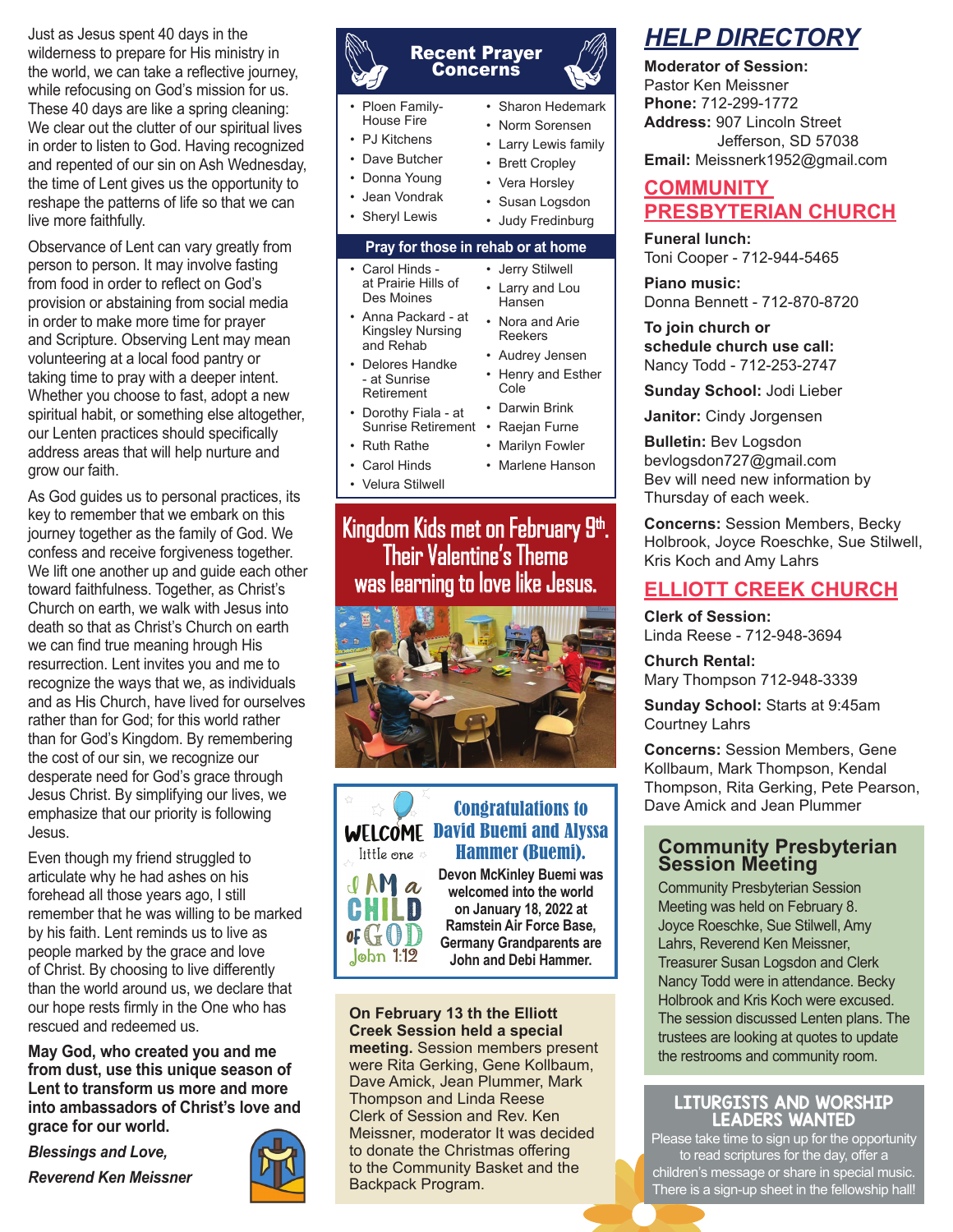Just as Jesus spent 40 days in the wilderness to prepare for His ministry in the world, we can take a reflective journey, while refocusing on God's mission for us. These 40 days are like a spring cleaning: We clear out the clutter of our spiritual lives in order to listen to God. Having recognized and repented of our sin on Ash Wednesday, the time of Lent gives us the opportunity to reshape the patterns of life so that we can live more faithfully.

Observance of Lent can vary greatly from person to person. It may involve fasting from food in order to reflect on God's provision or abstaining from social media in order to make more time for prayer and Scripture. Observing Lent may mean volunteering at a local food pantry or taking time to pray with a deeper intent. Whether you choose to fast, adopt a new spiritual habit, or something else altogether, our Lenten practices should specifically address areas that will help nurture and grow our faith.

As God guides us to personal practices, its key to remember that we embark on this journey together as the family of God. We confess and receive forgiveness together. We lift one another up and guide each other toward faithfulness. Together, as Christ's Church on earth, we walk with Jesus into death so that as Christ's Church on earth we can find true meaning hrough His resurrection. Lent invites you and me to recognize the ways that we, as individuals and as His Church, have lived for ourselves rather than for God; for this world rather than for God's Kingdom. By remembering the cost of our sin, we recognize our desperate need for God's grace through Jesus Christ. By simplifying our lives, we emphasize that our priority is following Jesus.

Even though my friend struggled to articulate why he had ashes on his forehead all those years ago, I still remember that he was willing to be marked by his faith. Lent reminds us to live as people marked by the grace and love of Christ. By choosing to live differently than the world around us, we declare that our hope rests firmly in the One who has rescued and redeemed us.

**May God, who created you and me from dust, use this unique season of Lent to transform us more and more into ambassadors of Christ's love and grace for our world.**

***Blessings and Love,***

***Reverend Ken Meissner***

## Recent Prayer Concerns

- Ploen Family- House Fire
- PJ Kitchens
- Dave Butcher
- Donna Young
- Jean Vondrak
- Sheryl Lewis
- Sharon Hedemark
- Norm Sorensen
- Larry Lewis family
- Brett Cropley
- Vera Horsley
- Susan Logsdon
- Judy Fredinburg

### Pray for those in rehab or at home

- Carol Hinds - at Prairie Hills of Des Moines
- Anna Packard - at Kingsley Nursing and Rehab
- Delores Handke - at Sunrise Retirement
- Dorothy Fiala - at Sunrise Retirement
- Ruth Rathe
- Carol Hinds
- Velura Stilwell
- Jerry Stillwell
- Larry and Lou Hansen
- Nora and Arie Reekers
- Audrey Jensen
- Henry and Esther Cole
- Darwin Brink
- Raejan Furne
- Marilyn Fowler
- Marlene Hanson

## Kingdom Kids met on February 9th. Their Valentine's Theme was learning to love like Jesus.

WELCOME little one
I AM a CHILD of GOD
John 1:12

**Congratulations to David Buemi and Alyssa Hammer (Buemi).**

**Devon McKinley Buemi was welcomed into the world on January 18, 2022 at Ramstein Air Force Base, Germany Grandparents are John and Debi Hammer.**

**On February 13 th the Elliott Creek Session held a special meeting.** Session members present were Rita Gerking, Gene Kollbaum, Dave Amick, Jean Plummer, Mark Thompson and Linda Reese Clerk of Session and Rev. Ken Meissner, moderator It was decided to donate the Christmas offering to the Community Basket and the Backpack Program.

# HELP DIRECTORY

**Moderator of Session:**
Pastor Ken Meissner
**Phone:** 712-299-1772
**Address:** 907 Lincoln Street
Jefferson, SD 57038
**Email:** Meissnerk1952@gmail.com

## COMMUNITY PRESBYTERIAN CHURCH

**Funeral lunch:**
Toni Cooper - 712-944-5465

**Piano music:**
Donna Bennett - 712-870-8720

**To join church or schedule church use call:**
Nancy Todd - 712-253-2747

**Sunday School:** Jodi Lieber

**Janitor:** Cindy Jorgensen

**Bulletin:** Bev Logsdon
bevlogsdon727@gmail.com
Bev will need new information by Thursday of each week.

**Concerns:** Session Members, Becky Holbrook, Joyce Roeschke, Sue Stilwell, Kris Koch and Amy Lahrs

## ELLIOTT CREEK CHURCH

**Clerk of Session:**
Linda Reese - 712-948-3694

**Church Rental:**
Mary Thompson 712-948-3339

**Sunday School:** Starts at 9:45am
Courtney Lahrs

**Concerns:** Session Members, Gene Kollbaum, Mark Thompson, Kendal Thompson, Rita Gerking, Pete Pearson, Dave Amick and Jean Plummer

## Community Presbyterian Session Meeting

Community Presbyterian Session Meeting was held on February 8. Joyce Roeschke, Sue Stilwell, Amy Lahrs, Reverend Ken Meissner, Treasurer Susan Logsdon and Clerk Nancy Todd were in attendance. Becky Holbrook and Kris Koch were excused. The session discussed Lenten plans. The trustees are looking at quotes to update the restrooms and community room.

## LITURGISTS AND WORSHIP LEADERS WANTED

Please take time to sign up for the opportunity to read scriptures for the day, offer a children's message or share in special music. There is a sign-up sheet in the fellowship hall!